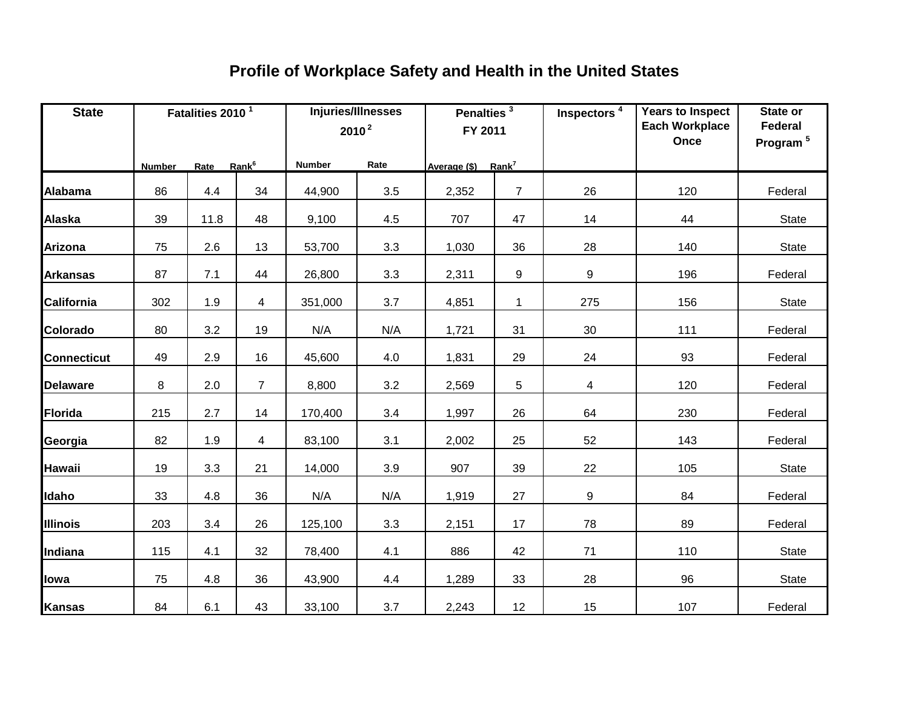# Profile of Workplace Safety and Health in the United States

| State | Fatalities 2010 [1] | | | Injuries/Illnesses 2010 [2] | | Penalties [3] FY 2011 | | Inspectors [4] | Years to Inspect Each Workplace Once | State or Federal Program [5] |
|---|---|---|---|---|---|---|---|---|---|---|
| | Number | Rate | Rank[6] | Number | Rate | Average ($) | Rank[7] | | | |
| **Alabama** | 86 | 4.4 | 34 | 44,900 | 3.5 | 2,352 | 7 | 26 | 120 | Federal |
| **Alaska** | 39 | 11.8 | 48 | 9,100 | 4.5 | 707 | 47 | 14 | 44 | State |
| **Arizona** | 75 | 2.6 | 13 | 53,700 | 3.3 | 1,030 | 36 | 28 | 140 | State |
| **Arkansas** | 87 | 7.1 | 44 | 26,800 | 3.3 | 2,311 | 9 | 9 | 196 | Federal |
| **California** | 302 | 1.9 | 4 | 351,000 | 3.7 | 4,851 | 1 | 275 | 156 | State |
| **Colorado** | 80 | 3.2 | 19 | N/A | N/A | 1,721 | 31 | 30 | 111 | Federal |
| **Connecticut** | 49 | 2.9 | 16 | 45,600 | 4.0 | 1,831 | 29 | 24 | 93 | Federal |
| **Delaware** | 8 | 2.0 | 7 | 8,800 | 3.2 | 2,569 | 5 | 4 | 120 | Federal |
| **Florida** | 215 | 2.7 | 14 | 170,400 | 3.4 | 1,997 | 26 | 64 | 230 | Federal |
| **Georgia** | 82 | 1.9 | 4 | 83,100 | 3.1 | 2,002 | 25 | 52 | 143 | Federal |
| **Hawaii** | 19 | 3.3 | 21 | 14,000 | 3.9 | 907 | 39 | 22 | 105 | State |
| **Idaho** | 33 | 4.8 | 36 | N/A | N/A | 1,919 | 27 | 9 | 84 | Federal |
| **Illinois** | 203 | 3.4 | 26 | 125,100 | 3.3 | 2,151 | 17 | 78 | 89 | Federal |
| **Indiana** | 115 | 4.1 | 32 | 78,400 | 4.1 | 886 | 42 | 71 | 110 | State |
| **Iowa** | 75 | 4.8 | 36 | 43,900 | 4.4 | 1,289 | 33 | 28 | 96 | State |
| **Kansas** | 84 | 6.1 | 43 | 33,100 | 3.7 | 2,243 | 12 | 15 | 107 | Federal |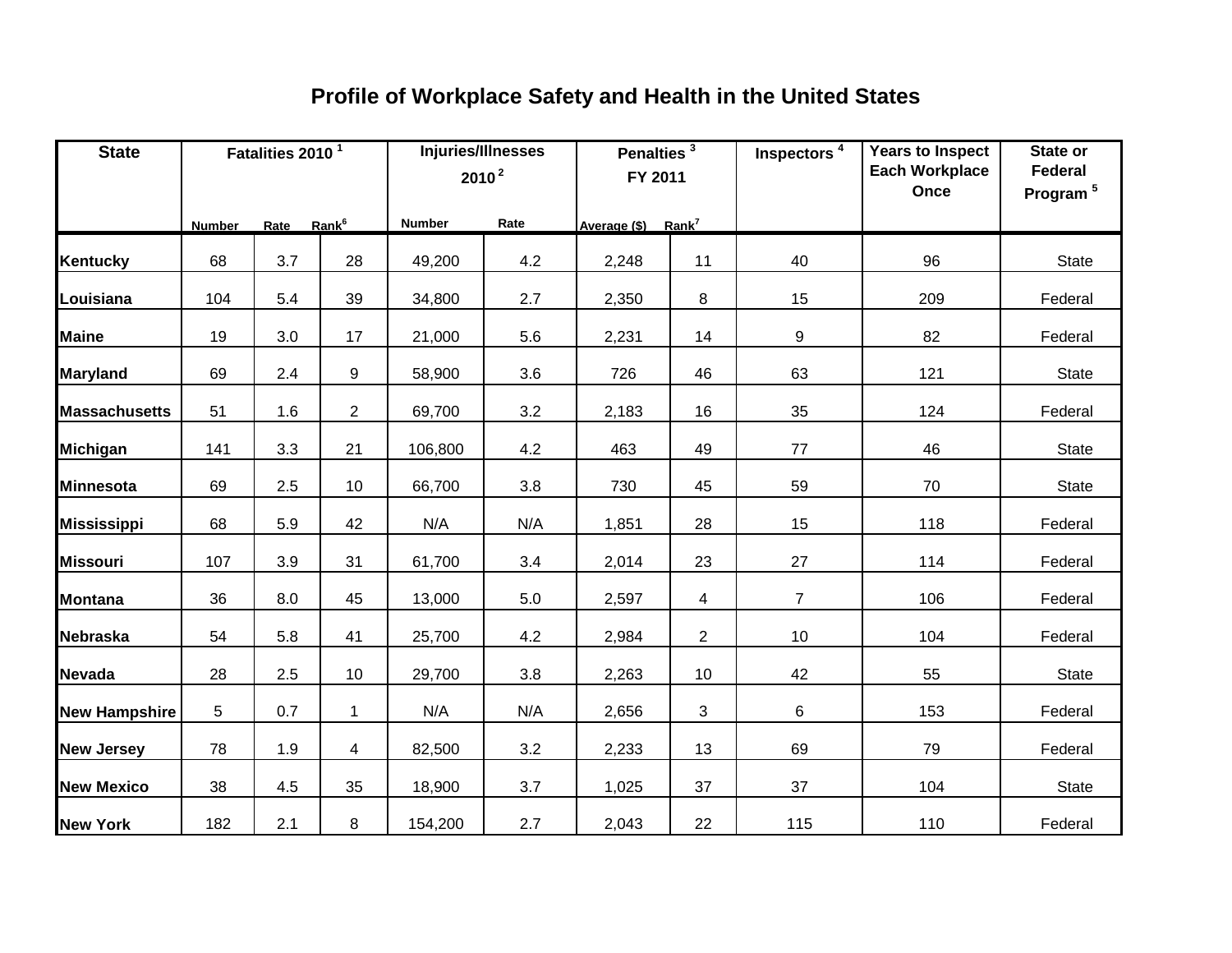# Profile of Workplace Safety and Health in the United States

| State | Fatalities 2010 [1] | | | Injuries/Illnesses 2010 [2] | | Penalties [3] FY 2011 | | Inspectors [4] | Years to Inspect Each Workplace Once | State or Federal Program [5] |
|---|---|---|---|---|---|---|---|---|---|---|
| | Number | Rate | Rank[6] | Number | Rate | Average ($) | Rank[7] | | | |
| **Kentucky** | 68 | 3.7 | 28 | 49,200 | 4.2 | 2,248 | 11 | 40 | 96 | State |
| **Louisiana** | 104 | 5.4 | 39 | 34,800 | 2.7 | 2,350 | 8 | 15 | 209 | Federal |
| **Maine** | 19 | 3.0 | 17 | 21,000 | 5.6 | 2,231 | 14 | 9 | 82 | Federal |
| **Maryland** | 69 | 2.4 | 9 | 58,900 | 3.6 | 726 | 46 | 63 | 121 | State |
| **Massachusetts** | 51 | 1.6 | 2 | 69,700 | 3.2 | 2,183 | 16 | 35 | 124 | Federal |
| **Michigan** | 141 | 3.3 | 21 | 106,800 | 4.2 | 463 | 49 | 77 | 46 | State |
| **Minnesota** | 69 | 2.5 | 10 | 66,700 | 3.8 | 730 | 45 | 59 | 70 | State |
| **Mississippi** | 68 | 5.9 | 42 | N/A | N/A | 1,851 | 28 | 15 | 118 | Federal |
| **Missouri** | 107 | 3.9 | 31 | 61,700 | 3.4 | 2,014 | 23 | 27 | 114 | Federal |
| **Montana** | 36 | 8.0 | 45 | 13,000 | 5.0 | 2,597 | 4 | 7 | 106 | Federal |
| **Nebraska** | 54 | 5.8 | 41 | 25,700 | 4.2 | 2,984 | 2 | 10 | 104 | Federal |
| **Nevada** | 28 | 2.5 | 10 | 29,700 | 3.8 | 2,263 | 10 | 42 | 55 | State |
| **New Hampshire** | 5 | 0.7 | 1 | N/A | N/A | 2,656 | 3 | 6 | 153 | Federal |
| **New Jersey** | 78 | 1.9 | 4 | 82,500 | 3.2 | 2,233 | 13 | 69 | 79 | Federal |
| **New Mexico** | 38 | 4.5 | 35 | 18,900 | 3.7 | 1,025 | 37 | 37 | 104 | State |
| **New York** | 182 | 2.1 | 8 | 154,200 | 2.7 | 2,043 | 22 | 115 | 110 | Federal |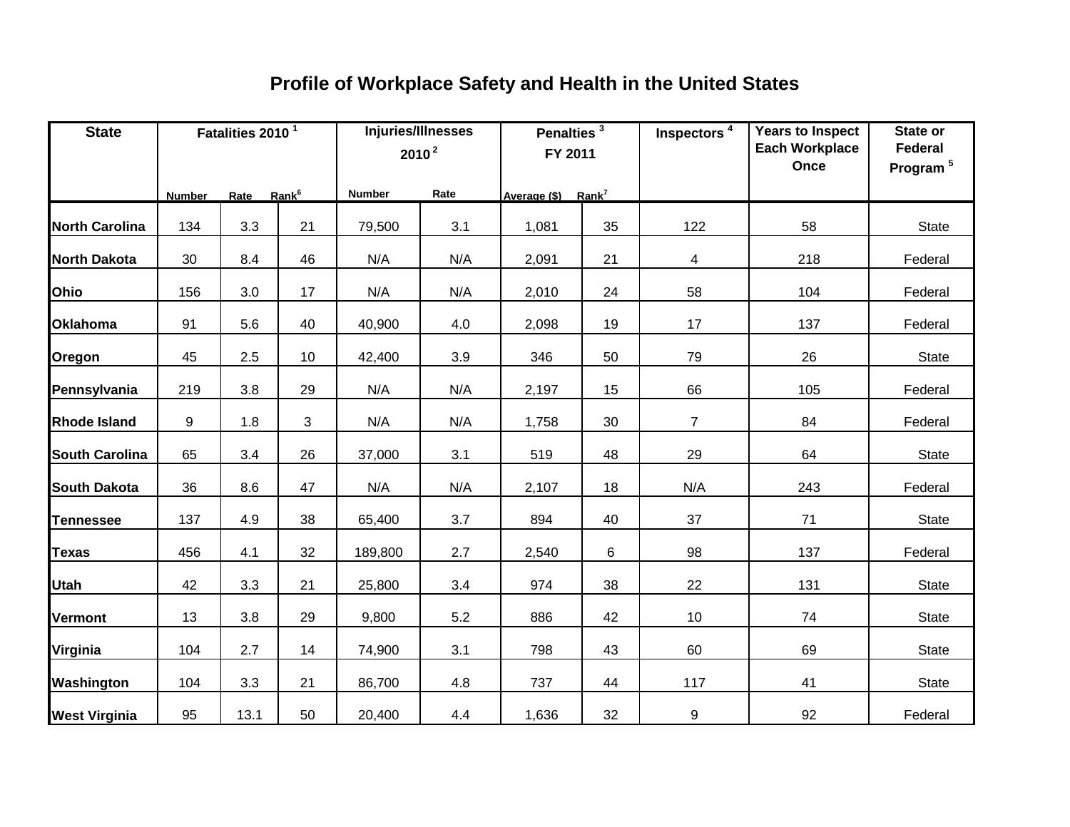# Profile of Workplace Safety and Health in the United States

| State | Fatalities 2010 [1] | | | Injuries/Illnesses 2010 [2] | | Penalties [3] FY 2011 | | Inspectors [4] | Years to Inspect Each Workplace Once | State or Federal Program [5] |
|---|---|---|---|---|---|---|---|---|---|---|
| | Number | Rate | Rank[6] | Number | Rate | Average ($) | Rank[7] | | | |
| North Carolina | 134 | 3.3 | 21 | 79,500 | 3.1 | 1,081 | 35 | 122 | 58 | State |
| North Dakota | 30 | 8.4 | 46 | N/A | N/A | 2,091 | 21 | 4 | 218 | Federal |
| Ohio | 156 | 3.0 | 17 | N/A | N/A | 2,010 | 24 | 58 | 104 | Federal |
| Oklahoma | 91 | 5.6 | 40 | 40,900 | 4.0 | 2,098 | 19 | 17 | 137 | Federal |
| Oregon | 45 | 2.5 | 10 | 42,400 | 3.9 | 346 | 50 | 79 | 26 | State |
| Pennsylvania | 219 | 3.8 | 29 | N/A | N/A | 2,197 | 15 | 66 | 105 | Federal |
| Rhode Island | 9 | 1.8 | 3 | N/A | N/A | 1,758 | 30 | 7 | 84 | Federal |
| South Carolina | 65 | 3.4 | 26 | 37,000 | 3.1 | 519 | 48 | 29 | 64 | State |
| South Dakota | 36 | 8.6 | 47 | N/A | N/A | 2,107 | 18 | N/A | 243 | Federal |
| Tennessee | 137 | 4.9 | 38 | 65,400 | 3.7 | 894 | 40 | 37 | 71 | State |
| Texas | 456 | 4.1 | 32 | 189,800 | 2.7 | 2,540 | 6 | 98 | 137 | Federal |
| Utah | 42 | 3.3 | 21 | 25,800 | 3.4 | 974 | 38 | 22 | 131 | State |
| Vermont | 13 | 3.8 | 29 | 9,800 | 5.2 | 886 | 42 | 10 | 74 | State |
| Virginia | 104 | 2.7 | 14 | 74,900 | 3.1 | 798 | 43 | 60 | 69 | State |
| Washington | 104 | 3.3 | 21 | 86,700 | 4.8 | 737 | 44 | 117 | 41 | State |
| West Virginia | 95 | 13.1 | 50 | 20,400 | 4.4 | 1,636 | 32 | 9 | 92 | Federal |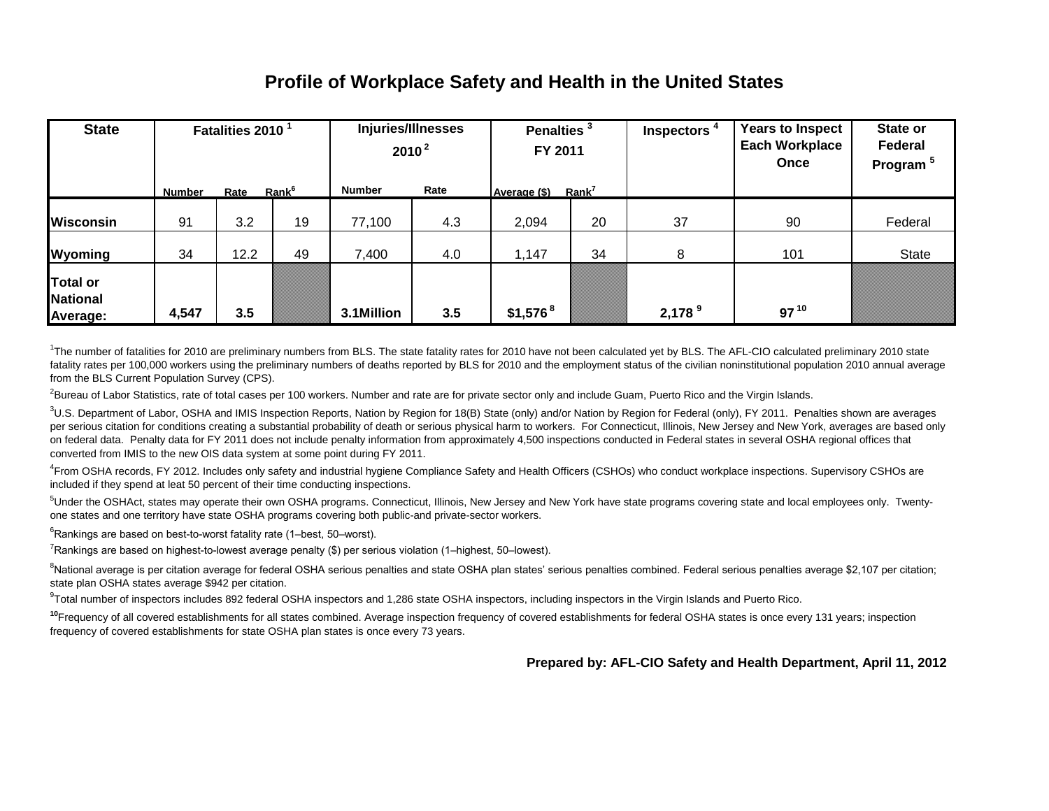# Profile of Workplace Safety and Health in the United States

| State | Fatalities 2010 [1] | | | Injuries/Illnesses 2010 [2] | | Penalties [3] FY 2011 | | Inspectors [4] | Years to Inspect Each Workplace Once | State or Federal Program [5] |
|---|---|---|---|---|---|---|---|---|---|---|
| | Number | Rate | Rank[6] | Number | Rate | Average ($) | Rank[7] | | | |
| **Wisconsin** | 91 | 3.2 | 19 | 77,100 | 4.3 | 2,094 | 20 | 37 | 90 | Federal |
| **Wyoming** | 34 | 12.2 | 49 | 7,400 | 4.0 | 1,147 | 34 | 8 | 101 | State |
| **Total or National Average:** | **4,547** | **3.5** | | **3.1Million** | **3.5** | **$1,576 [8]** | | **2,178 [9]** | **97 [10]** | |

[1]The number of fatalities for 2010 are preliminary numbers from BLS. The state fatality rates for 2010 have not been calculated yet by BLS. The AFL-CIO calculated preliminary 2010 state fatality rates per 100,000 workers using the preliminary numbers of deaths reported by BLS for 2010 and the employment status of the civilian noninstitutional population 2010 annual average from the BLS Current Population Survey (CPS).

[2]Bureau of Labor Statistics, rate of total cases per 100 workers. Number and rate are for private sector only and include Guam, Puerto Rico and the Virgin Islands.

[3]U.S. Department of Labor, OSHA and IMIS Inspection Reports, Nation by Region for 18(B) State (only) and/or Nation by Region for Federal (only), FY 2011. Penalties shown are averages per serious citation for conditions creating a substantial probability of death or serious physical harm to workers. For Connecticut, Illinois, New Jersey and New York, averages are based only on federal data. Penalty data for FY 2011 does not include penalty information from approximately 4,500 inspections conducted in Federal states in several OSHA regional offices that converted from IMIS to the new OIS data system at some point during FY 2011.

[4]From OSHA records, FY 2012. Includes only safety and industrial hygiene Compliance Safety and Health Officers (CSHOs) who conduct workplace inspections. Supervisory CSHOs are included if they spend at leat 50 percent of their time conducting inspections.

[5]Under the OSHAct, states may operate their own OSHA programs. Connecticut, Illinois, New Jersey and New York have state programs covering state and local employees only. Twenty-one states and one territory have state OSHA programs covering both public-and private-sector workers.

[6]Rankings are based on best-to-worst fatality rate (1–best, 50–worst).

[7]Rankings are based on highest-to-lowest average penalty ($) per serious violation (1–highest, 50–lowest).

[8]National average is per citation average for federal OSHA serious penalties and state OSHA plan states' serious penalties combined. Federal serious penalties average $2,107 per citation; state plan OSHA states average $942 per citation.

[9]Total number of inspectors includes 892 federal OSHA inspectors and 1,286 state OSHA inspectors, including inspectors in the Virgin Islands and Puerto Rico.

[10]Frequency of all covered establishments for all states combined. Average inspection frequency of covered establishments for federal OSHA states is once every 131 years; inspection frequency of covered establishments for state OSHA plan states is once every 73 years.

**Prepared by: AFL-CIO Safety and Health Department, April 11, 2012**